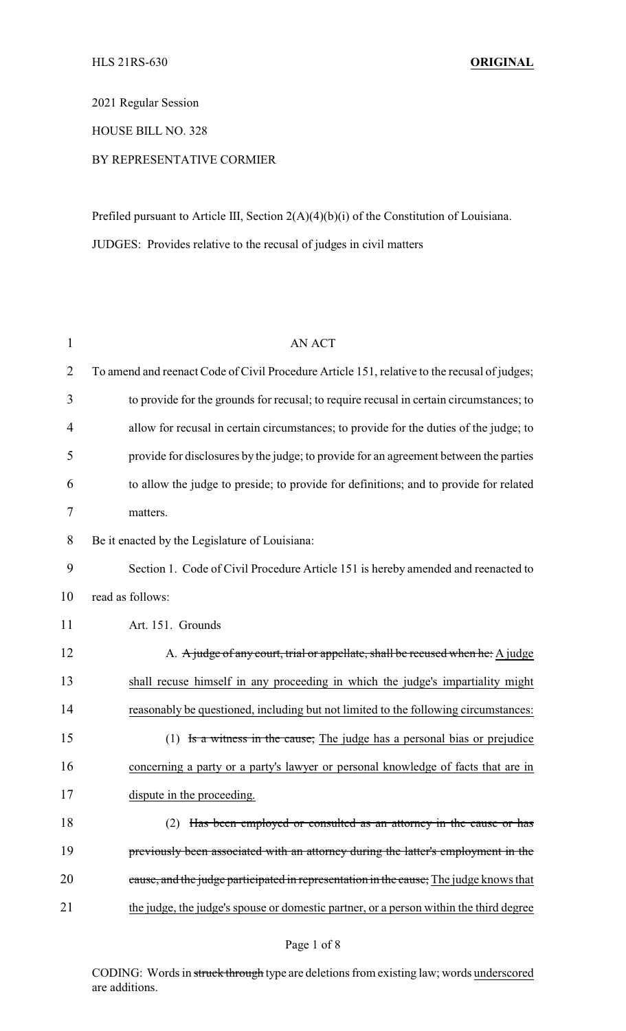HLS 21RS-630 **ORIGINAL**

2021 Regular Session

HOUSE BILL NO. 328

BY REPRESENTATIVE CORMIER

Prefiled pursuant to Article III, Section 2(A)(4)(b)(i) of the Constitution of Louisiana.

JUDGES: Provides relative to the recusal of judges in civil matters

AN ACT

To amend and reenact Code of Civil Procedure Article 151, relative to the recusal of judges; to provide for the grounds for recusal; to require recusal in certain circumstances; to allow for recusal in certain circumstances; to provide for the duties of the judge; to provide for disclosures by the judge; to provide for an agreement between the parties to allow the judge to preside; to provide for definitions; and to provide for related matters.

Be it enacted by the Legislature of Louisiana:

Section 1. Code of Civil Procedure Article 151 is hereby amended and reenacted to read as follows:

Art. 151. Grounds

A. ~~A judge of any court, trial or appellate, shall be recused when he:~~ <u>A judge shall recuse himself in any proceeding in which the judge's impartiality might reasonably be questioned, including but not limited to the following circumstances:</u>

(1) ~~Is a witness in the cause;~~ <u>The judge has a personal bias or prejudice concerning a party or a party's lawyer or personal knowledge of facts that are in dispute in the proceeding.</u>

(2) ~~Has been employed or consulted as an attorney in the cause or has previously been associated with an attorney during the latter's employment in the cause, and the judge participated in representation in the cause;~~ <u>The judge knows that the judge, the judge's spouse or domestic partner, or a person within the third degree</u>

CODING: Words in ~~struck through~~ type are deletions from existing law; words <u>underscored</u> are additions.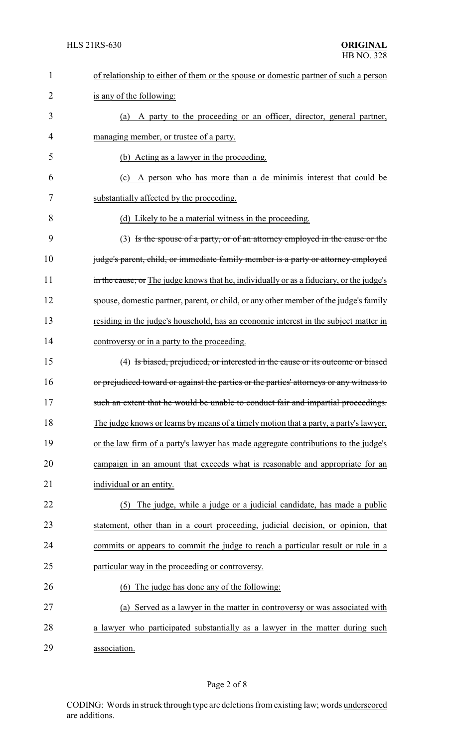of relationship to either of them or the spouse or domestic partner of such a person is any of the following:

(a) A party to the proceeding or an officer, director, general partner, managing member, or trustee of a party.

(b) Acting as a lawyer in the proceeding.

(c) A person who has more than a de minimis interest that could be substantially affected by the proceeding.

(d) Likely to be a material witness in the proceeding.

(3) ~~Is the spouse of a party, or of an attorney employed in the cause or the judge's parent, child, or immediate family member is a party or attorney employed in the cause; or~~ The judge knows that he, individually or as a fiduciary, or the judge's spouse, domestic partner, parent, or child, or any other member of the judge's family residing in the judge's household, has an economic interest in the subject matter in controversy or in a party to the proceeding.

(4) ~~Is biased, prejudiced, or interested in the cause or its outcome or biased or prejudiced toward or against the parties or the parties' attorneys or any witness to such an extent that he would be unable to conduct fair and impartial proceedings.~~ The judge knows or learns by means of a timely motion that a party, a party's lawyer, or the law firm of a party's lawyer has made aggregate contributions to the judge's campaign in an amount that exceeds what is reasonable and appropriate for an individual or an entity.

(5) The judge, while a judge or a judicial candidate, has made a public statement, other than in a court proceeding, judicial decision, or opinion, that commits or appears to commit the judge to reach a particular result or rule in a particular way in the proceeding or controversy.

(6) The judge has done any of the following:

(a) Served as a lawyer in the matter in controversy or was associated with a lawyer who participated substantially as a lawyer in the matter during such association.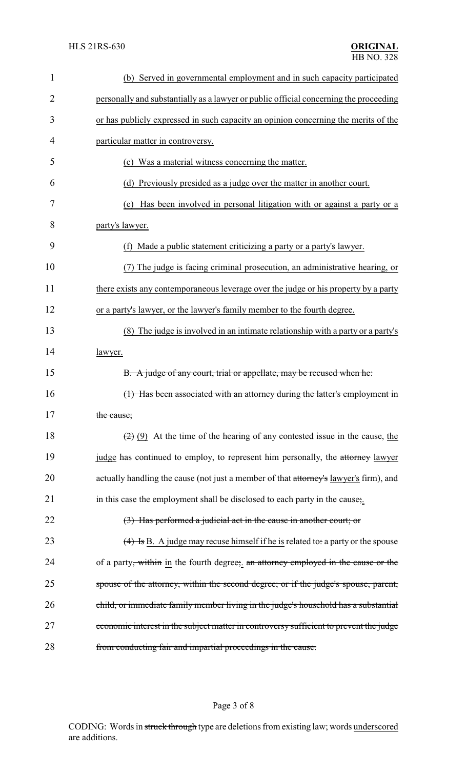<u>(b) Served in governmental employment and in such capacity participated personally and substantially as a lawyer or public official concerning the proceeding or has publicly expressed in such capacity an opinion concerning the merits of the particular matter in controversy.</u>

<u>(c) Was a material witness concerning the matter.</u>

<u>(d) Previously presided as a judge over the matter in another court.</u>

<u>(e) Has been involved in personal litigation with or against a party or a party's lawyer.</u>

<u>(f) Made a public statement criticizing a party or a party's lawyer.</u>

<u>(7) The judge is facing criminal prosecution, an administrative hearing, or there exists any contemporaneous leverage over the judge or his property by a party or a party's lawyer, or the lawyer's family member to the fourth degree.</u>

<u>(8) The judge is involved in an intimate relationship with a party or a party's lawyer.</u>

~~B. A judge of any court, trial or appellate, may be recused when he:~~

~~(1) Has been associated with an attorney during the latter's employment in the cause;~~

~~(2)~~ <u>(9)</u> At the time of the hearing of any contested issue in the cause, <u>the judge</u> has continued to employ, to represent him personally, the ~~attorney~~ <u>lawyer</u> actually handling the cause (not just a member of that ~~attorney's~~ <u>lawyer's</u> firm), and in this case the employment shall be disclosed to each party in the cause~~;~~<u>.</u>

~~(3) Has performed a judicial act in the cause in another court; or~~

~~(4) Is~~ <u>B. A judge may recuse himself if he is</u> related to~~:~~ a party or the spouse of a party~~, within~~ <u>in</u> the fourth degree~~;~~<u>.</u> ~~an attorney employed in the cause or the spouse of the attorney, within the second degree; or if the judge's spouse, parent, child, or immediate family member living in the judge's household has a substantial economic interest in the subject matter in controversy sufficient to prevent the judge from conducting fair and impartial proceedings in the cause.~~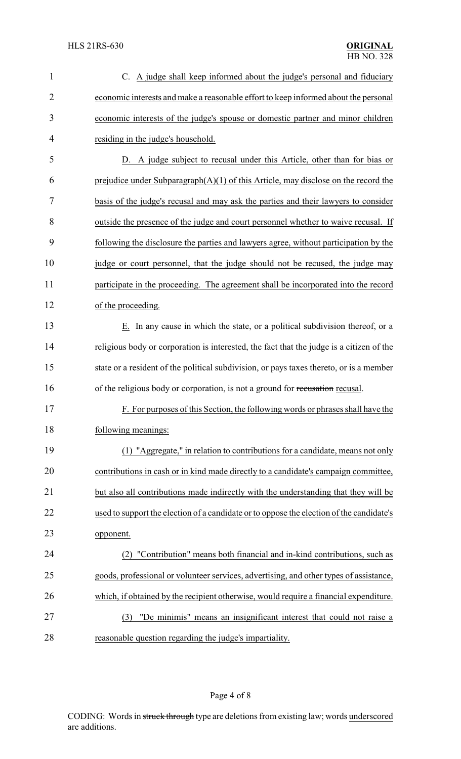C. A judge shall keep informed about the judge's personal and fiduciary economic interests and make a reasonable effort to keep informed about the personal economic interests of the judge's spouse or domestic partner and minor children residing in the judge's household.

D. A judge subject to recusal under this Article, other than for bias or prejudice under Subparagraph(A)(1) of this Article, may disclose on the record the basis of the judge's recusal and may ask the parties and their lawyers to consider outside the presence of the judge and court personnel whether to waive recusal. If following the disclosure the parties and lawyers agree, without participation by the judge or court personnel, that the judge should not be recused, the judge may participate in the proceeding. The agreement shall be incorporated into the record of the proceeding.

E. In any cause in which the state, or a political subdivision thereof, or a religious body or corporation is interested, the fact that the judge is a citizen of the state or a resident of the political subdivision, or pays taxes thereto, or is a member of the religious body or corporation, is not a ground for ~~recusation~~ recusal.

F. For purposes of this Section, the following words or phrases shall have the following meanings:

(1) "Aggregate," in relation to contributions for a candidate, means not only contributions in cash or in kind made directly to a candidate's campaign committee, but also all contributions made indirectly with the understanding that they will be used to support the election of a candidate or to oppose the election of the candidate's opponent.

(2) "Contribution" means both financial and in-kind contributions, such as goods, professional or volunteer services, advertising, and other types of assistance, which, if obtained by the recipient otherwise, would require a financial expenditure.

(3) "De minimis" means an insignificant interest that could not raise a reasonable question regarding the judge's impartiality.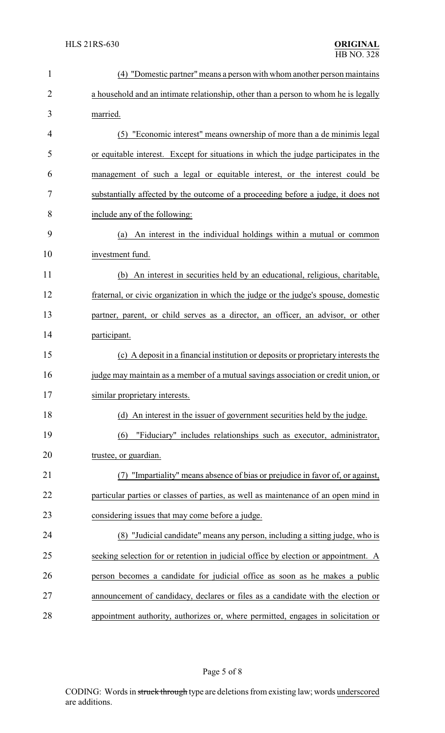(4) "Domestic partner" means a person with whom another person maintains a household and an intimate relationship, other than a person to whom he is legally married.

(5) "Economic interest" means ownership of more than a de minimis legal or equitable interest. Except for situations in which the judge participates in the management of such a legal or equitable interest, or the interest could be substantially affected by the outcome of a proceeding before a judge, it does not include any of the following:

(a) An interest in the individual holdings within a mutual or common investment fund.

(b) An interest in securities held by an educational, religious, charitable, fraternal, or civic organization in which the judge or the judge's spouse, domestic partner, parent, or child serves as a director, an officer, an advisor, or other participant.

(c) A deposit in a financial institution or deposits or proprietary interests the judge may maintain as a member of a mutual savings association or credit union, or similar proprietary interests.

(d) An interest in the issuer of government securities held by the judge.

(6) "Fiduciary" includes relationships such as executor, administrator, trustee, or guardian.

(7) "Impartiality" means absence of bias or prejudice in favor of, or against, particular parties or classes of parties, as well as maintenance of an open mind in considering issues that may come before a judge.

(8) "Judicial candidate" means any person, including a sitting judge, who is seeking selection for or retention in judicial office by election or appointment. A person becomes a candidate for judicial office as soon as he makes a public announcement of candidacy, declares or files as a candidate with the election or appointment authority, authorizes or, where permitted, engages in solicitation or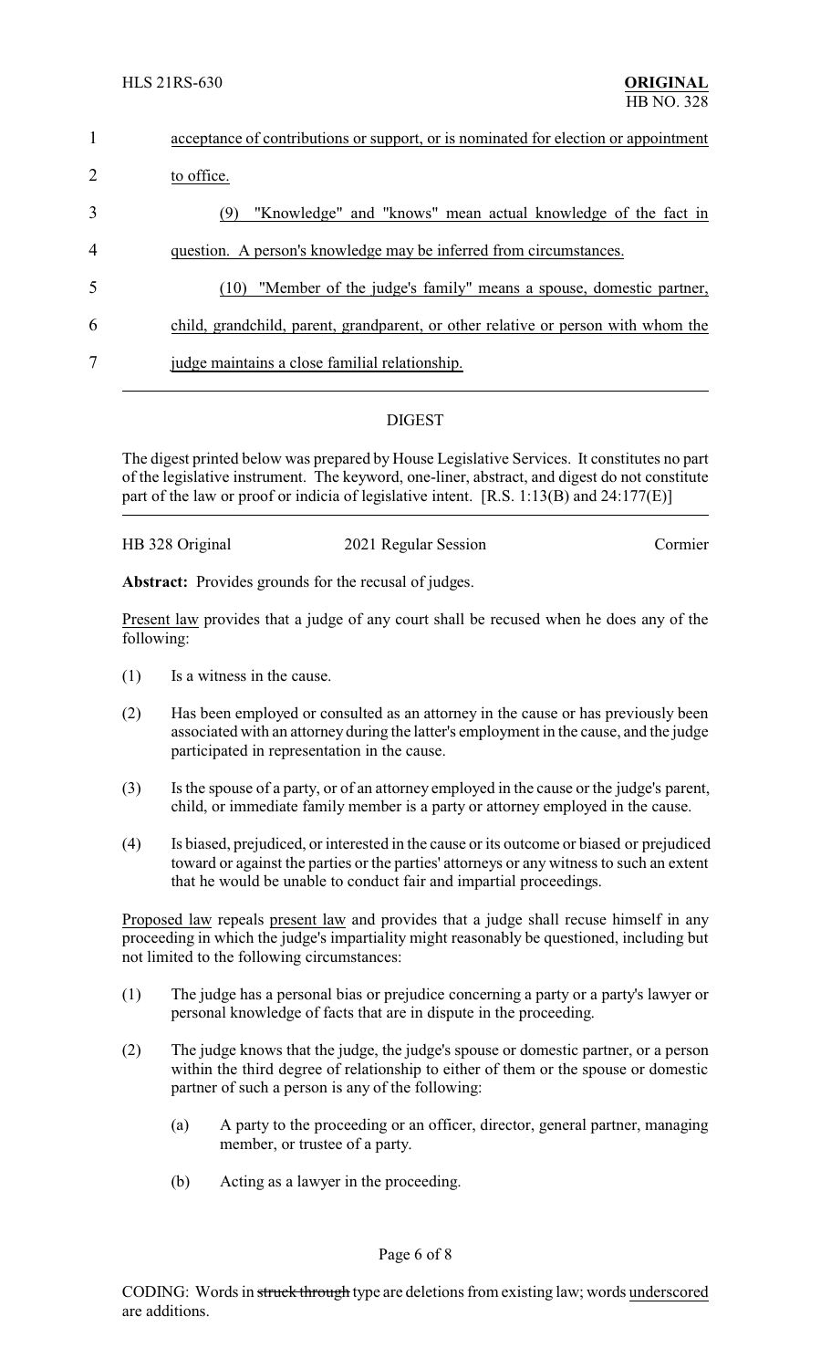acceptance of contributions or support, or is nominated for election or appointment to office.

(9) "Knowledge" and "knows" mean actual knowledge of the fact in question. A person's knowledge may be inferred from circumstances.

(10) "Member of the judge's family" means a spouse, domestic partner, child, grandchild, parent, grandparent, or other relative or person with whom the judge maintains a close familial relationship.

## DIGEST

The digest printed below was prepared by House Legislative Services. It constitutes no part of the legislative instrument. The keyword, one-liner, abstract, and digest do not constitute part of the law or proof or indicia of legislative intent. [R.S. 1:13(B) and 24:177(E)]

HB 328 Original — 2021 Regular Session — Cormier

**Abstract:** Provides grounds for the recusal of judges.

Present law provides that a judge of any court shall be recused when he does any of the following:

(1) Is a witness in the cause.

(2) Has been employed or consulted as an attorney in the cause or has previously been associated with an attorney during the latter's employment in the cause, and the judge participated in representation in the cause.

(3) Is the spouse of a party, or of an attorney employed in the cause or the judge's parent, child, or immediate family member is a party or attorney employed in the cause.

(4) Is biased, prejudiced, or interested in the cause or its outcome or biased or prejudiced toward or against the parties or the parties' attorneys or any witness to such an extent that he would be unable to conduct fair and impartial proceedings.

Proposed law repeals present law and provides that a judge shall recuse himself in any proceeding in which the judge's impartiality might reasonably be questioned, including but not limited to the following circumstances:

(1) The judge has a personal bias or prejudice concerning a party or a party's lawyer or personal knowledge of facts that are in dispute in the proceeding.

(2) The judge knows that the judge, the judge's spouse or domestic partner, or a person within the third degree of relationship to either of them or the spouse or domestic partner of such a person is any of the following:

(a) A party to the proceeding or an officer, director, general partner, managing member, or trustee of a party.

(b) Acting as a lawyer in the proceeding.

CODING: Words in ~~struck through~~ type are deletions from existing law; words underscored are additions.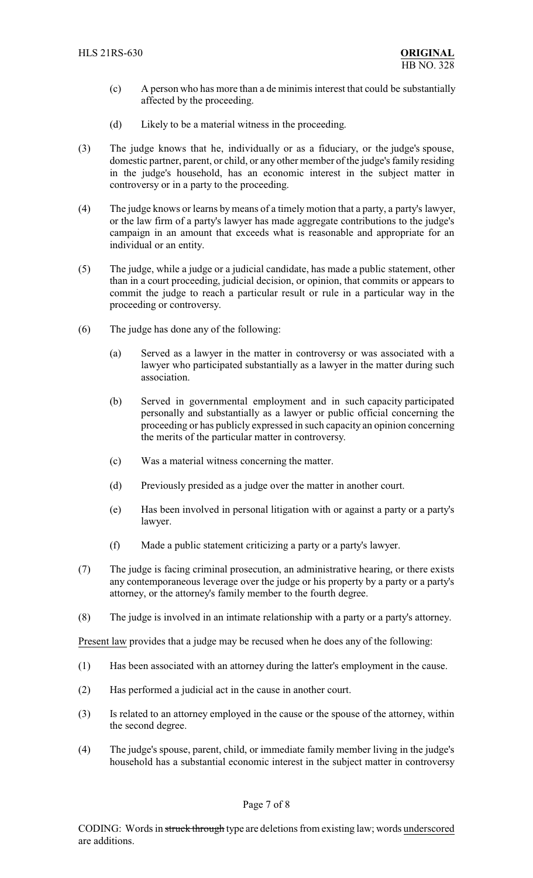(c) A person who has more than a de minimis interest that could be substantially affected by the proceeding.

(d) Likely to be a material witness in the proceeding.

(3) The judge knows that he, individually or as a fiduciary, or the judge's spouse, domestic partner, parent, or child, or any other member of the judge's family residing in the judge's household, has an economic interest in the subject matter in controversy or in a party to the proceeding.

(4) The judge knows or learns by means of a timely motion that a party, a party's lawyer, or the law firm of a party's lawyer has made aggregate contributions to the judge's campaign in an amount that exceeds what is reasonable and appropriate for an individual or an entity.

(5) The judge, while a judge or a judicial candidate, has made a public statement, other than in a court proceeding, judicial decision, or opinion, that commits or appears to commit the judge to reach a particular result or rule in a particular way in the proceeding or controversy.

(6) The judge has done any of the following:

(a) Served as a lawyer in the matter in controversy or was associated with a lawyer who participated substantially as a lawyer in the matter during such association.

(b) Served in governmental employment and in such capacity participated personally and substantially as a lawyer or public official concerning the proceeding or has publicly expressed in such capacity an opinion concerning the merits of the particular matter in controversy.

(c) Was a material witness concerning the matter.

(d) Previously presided as a judge over the matter in another court.

(e) Has been involved in personal litigation with or against a party or a party's lawyer.

(f) Made a public statement criticizing a party or a party's lawyer.

(7) The judge is facing criminal prosecution, an administrative hearing, or there exists any contemporaneous leverage over the judge or his property by a party or a party's attorney, or the attorney's family member to the fourth degree.

(8) The judge is involved in an intimate relationship with a party or a party's attorney.

Present law provides that a judge may be recused when he does any of the following:

(1) Has been associated with an attorney during the latter's employment in the cause.

(2) Has performed a judicial act in the cause in another court.

(3) Is related to an attorney employed in the cause or the spouse of the attorney, within the second degree.

(4) The judge's spouse, parent, child, or immediate family member living in the judge's household has a substantial economic interest in the subject matter in controversy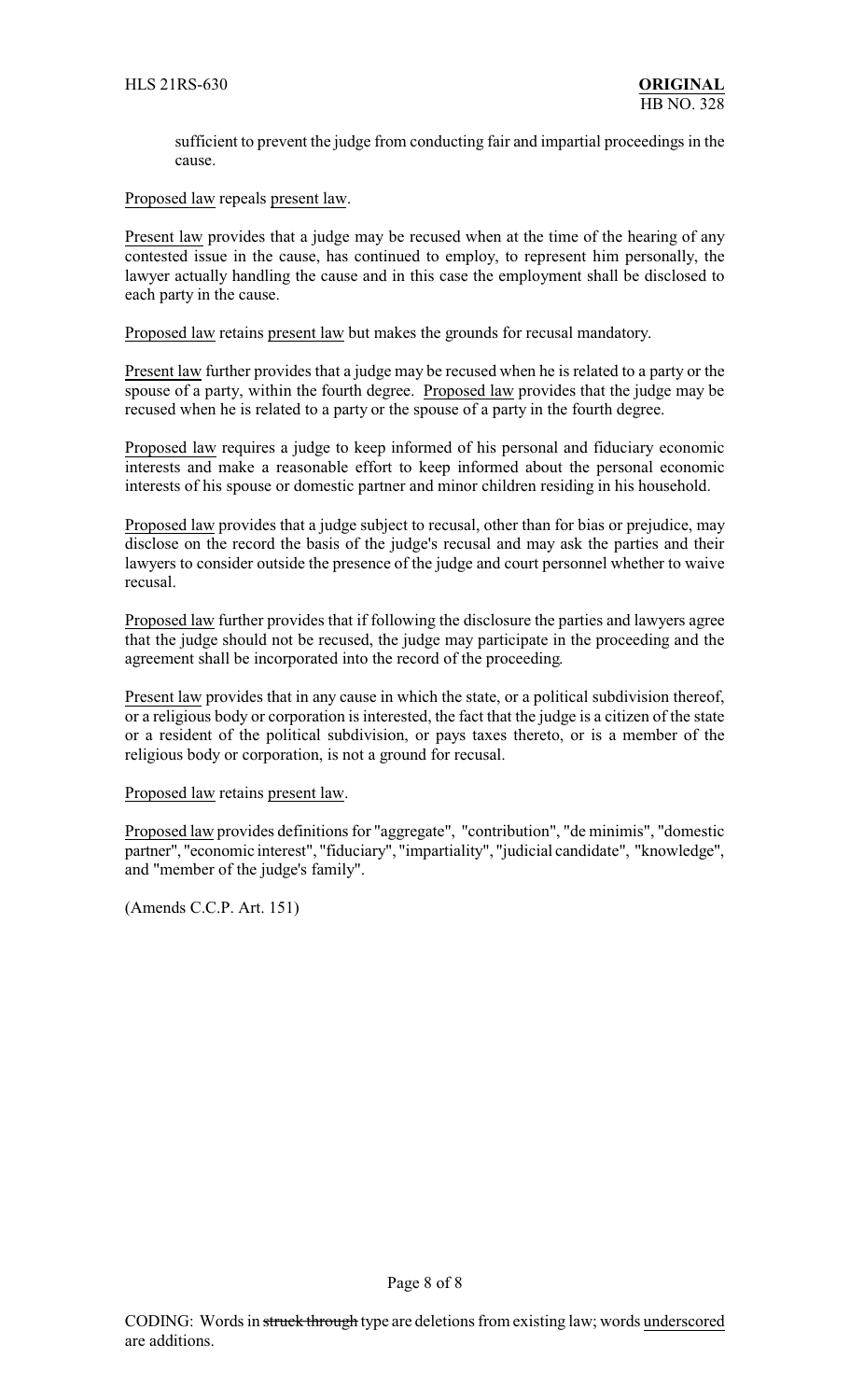sufficient to prevent the judge from conducting fair and impartial proceedings in the cause.

Proposed law repeals present law.

Present law provides that a judge may be recused when at the time of the hearing of any contested issue in the cause, has continued to employ, to represent him personally, the lawyer actually handling the cause and in this case the employment shall be disclosed to each party in the cause.

Proposed law retains present law but makes the grounds for recusal mandatory.

Present law further provides that a judge may be recused when he is related to a party or the spouse of a party, within the fourth degree. Proposed law provides that the judge may be recused when he is related to a party or the spouse of a party in the fourth degree.

Proposed law requires a judge to keep informed of his personal and fiduciary economic interests and make a reasonable effort to keep informed about the personal economic interests of his spouse or domestic partner and minor children residing in his household.

Proposed law provides that a judge subject to recusal, other than for bias or prejudice, may disclose on the record the basis of the judge's recusal and may ask the parties and their lawyers to consider outside the presence of the judge and court personnel whether to waive recusal.

Proposed law further provides that if following the disclosure the parties and lawyers agree that the judge should not be recused, the judge may participate in the proceeding and the agreement shall be incorporated into the record of the proceeding.

Present law provides that in any cause in which the state, or a political subdivision thereof, or a religious body or corporation is interested, the fact that the judge is a citizen of the state or a resident of the political subdivision, or pays taxes thereto, or is a member of the religious body or corporation, is not a ground for recusal.

Proposed law retains present law.

Proposed law provides definitions for "aggregate", "contribution", "de minimis", "domestic partner", "economic interest", "fiduciary", "impartiality", "judicial candidate", "knowledge", and "member of the judge's family".

(Amends C.C.P. Art. 151)